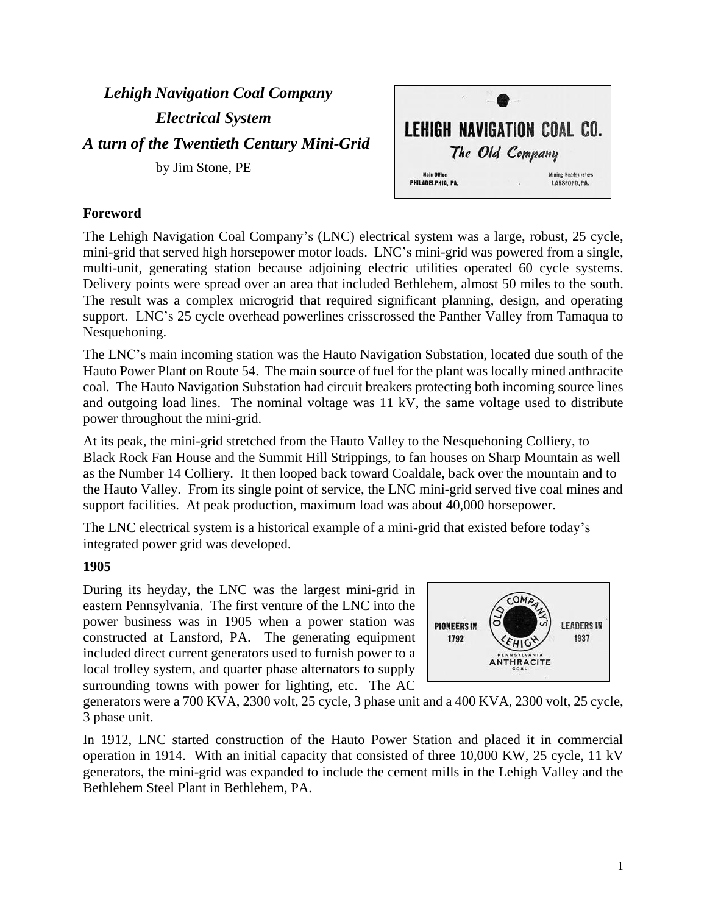# *Lehigh Navigation Coal Company*
# *Electrical System*
# *A turn of the Twentieth Century Mini-Grid*

by Jim Stone, PE

## Foreword

The Lehigh Navigation Coal Company's (LNC) electrical system was a large, robust, 25 cycle, mini-grid that served high horsepower motor loads. LNC's mini-grid was powered from a single, multi-unit, generating station because adjoining electric utilities operated 60 cycle systems. Delivery points were spread over an area that included Bethlehem, almost 50 miles to the south. The result was a complex microgrid that required significant planning, design, and operating support. LNC's 25 cycle overhead powerlines crisscrossed the Panther Valley from Tamaqua to Nesquehoning.

The LNC's main incoming station was the Hauto Navigation Substation, located due south of the Hauto Power Plant on Route 54. The main source of fuel for the plant was locally mined anthracite coal. The Hauto Navigation Substation had circuit breakers protecting both incoming source lines and outgoing load lines. The nominal voltage was 11 kV, the same voltage used to distribute power throughout the mini-grid.

At its peak, the mini-grid stretched from the Hauto Valley to the Nesquehoning Colliery, to Black Rock Fan House and the Summit Hill Strippings, to fan houses on Sharp Mountain as well as the Number 14 Colliery. It then looped back toward Coaldale, back over the mountain and to the Hauto Valley. From its single point of service, the LNC mini-grid served five coal mines and support facilities. At peak production, maximum load was about 40,000 horsepower.

The LNC electrical system is a historical example of a mini-grid that existed before today's integrated power grid was developed.

## 1905

During its heyday, the LNC was the largest mini-grid in eastern Pennsylvania. The first venture of the LNC into the power business was in 1905 when a power station was constructed at Lansford, PA. The generating equipment included direct current generators used to furnish power to a local trolley system, and quarter phase alternators to supply surrounding towns with power for lighting, etc. The AC generators were a 700 KVA, 2300 volt, 25 cycle, 3 phase unit and a 400 KVA, 2300 volt, 25 cycle, 3 phase unit.

In 1912, LNC started construction of the Hauto Power Station and placed it in commercial operation in 1914. With an initial capacity that consisted of three 10,000 KW, 25 cycle, 11 kV generators, the mini-grid was expanded to include the cement mills in the Lehigh Valley and the Bethlehem Steel Plant in Bethlehem, PA.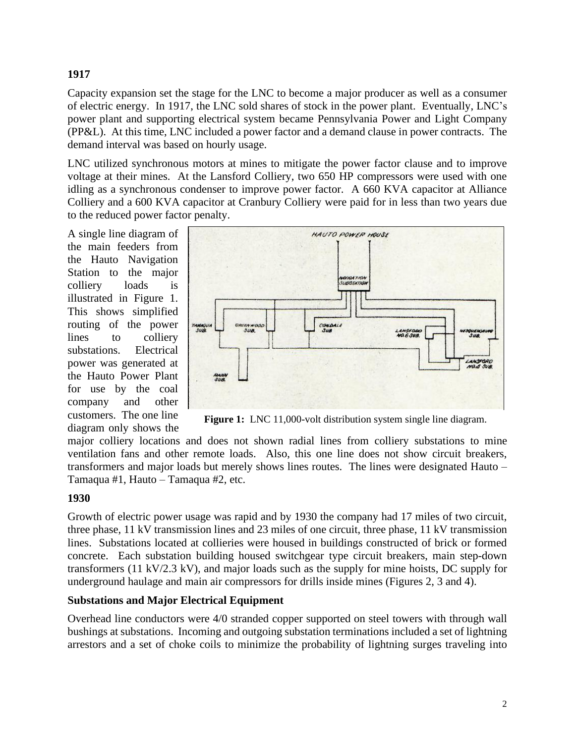### 1917

Capacity expansion set the stage for the LNC to become a major producer as well as a consumer of electric energy. In 1917, the LNC sold shares of stock in the power plant. Eventually, LNC's power plant and supporting electrical system became Pennsylvania Power and Light Company (PP&L). At this time, LNC included a power factor and a demand clause in power contracts. The demand interval was based on hourly usage.

LNC utilized synchronous motors at mines to mitigate the power factor clause and to improve voltage at their mines. At the Lansford Colliery, two 650 HP compressors were used with one idling as a synchronous condenser to improve power factor. A 660 KVA capacitor at Alliance Colliery and a 600 KVA capacitor at Cranbury Colliery were paid for in less than two years due to the reduced power factor penalty.

A single line diagram of the main feeders from the Hauto Navigation Station to the major colliery loads is illustrated in Figure 1. This shows simplified routing of the power lines to colliery substations. Electrical power was generated at the Hauto Power Plant for use by the coal company and other customers. The one line diagram only shows the major colliery locations and does not shown radial lines from colliery substations to mine ventilation fans and other remote loads. Also, this one line does not show circuit breakers, transformers and major loads but merely shows lines routes. The lines were designated Hauto – Tamaqua #1, Hauto – Tamaqua #2, etc.

**Figure 1:** LNC 11,000-volt distribution system single line diagram.

### 1930

Growth of electric power usage was rapid and by 1930 the company had 17 miles of two circuit, three phase, 11 kV transmission lines and 23 miles of one circuit, three phase, 11 kV transmission lines. Substations located at collieries were housed in buildings constructed of brick or formed concrete. Each substation building housed switchgear type circuit breakers, main step-down transformers (11 kV/2.3 kV), and major loads such as the supply for mine hoists, DC supply for underground haulage and main air compressors for drills inside mines (Figures 2, 3 and 4).

### Substations and Major Electrical Equipment

Overhead line conductors were 4/0 stranded copper supported on steel towers with through wall bushings at substations. Incoming and outgoing substation terminations included a set of lightning arrestors and a set of choke coils to minimize the probability of lightning surges traveling into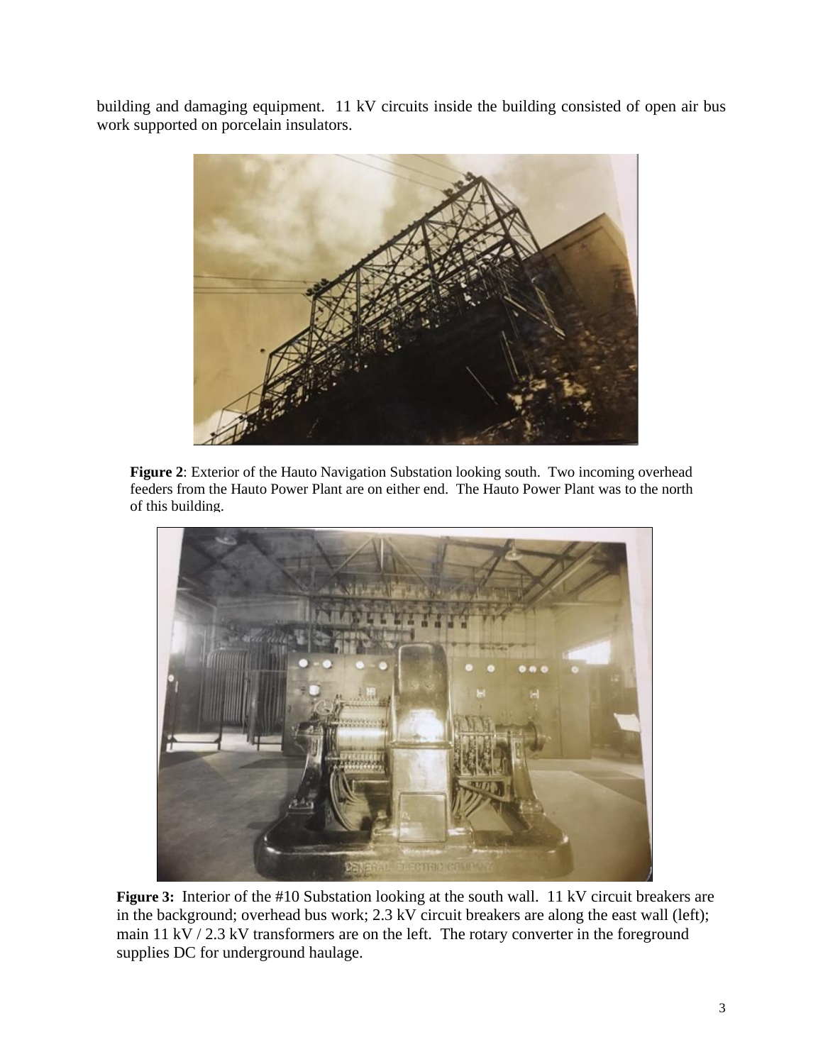building and damaging equipment. 11 kV circuits inside the building consisted of open air bus work supported on porcelain insulators.

**Figure 2**: Exterior of the Hauto Navigation Substation looking south. Two incoming overhead feeders from the Hauto Power Plant are on either end. The Hauto Power Plant was to the north of this building.

**Figure 3:** Interior of the #10 Substation looking at the south wall. 11 kV circuit breakers are in the background; overhead bus work; 2.3 kV circuit breakers are along the east wall (left); main 11 kV / 2.3 kV transformers are on the left. The rotary converter in the foreground supplies DC for underground haulage.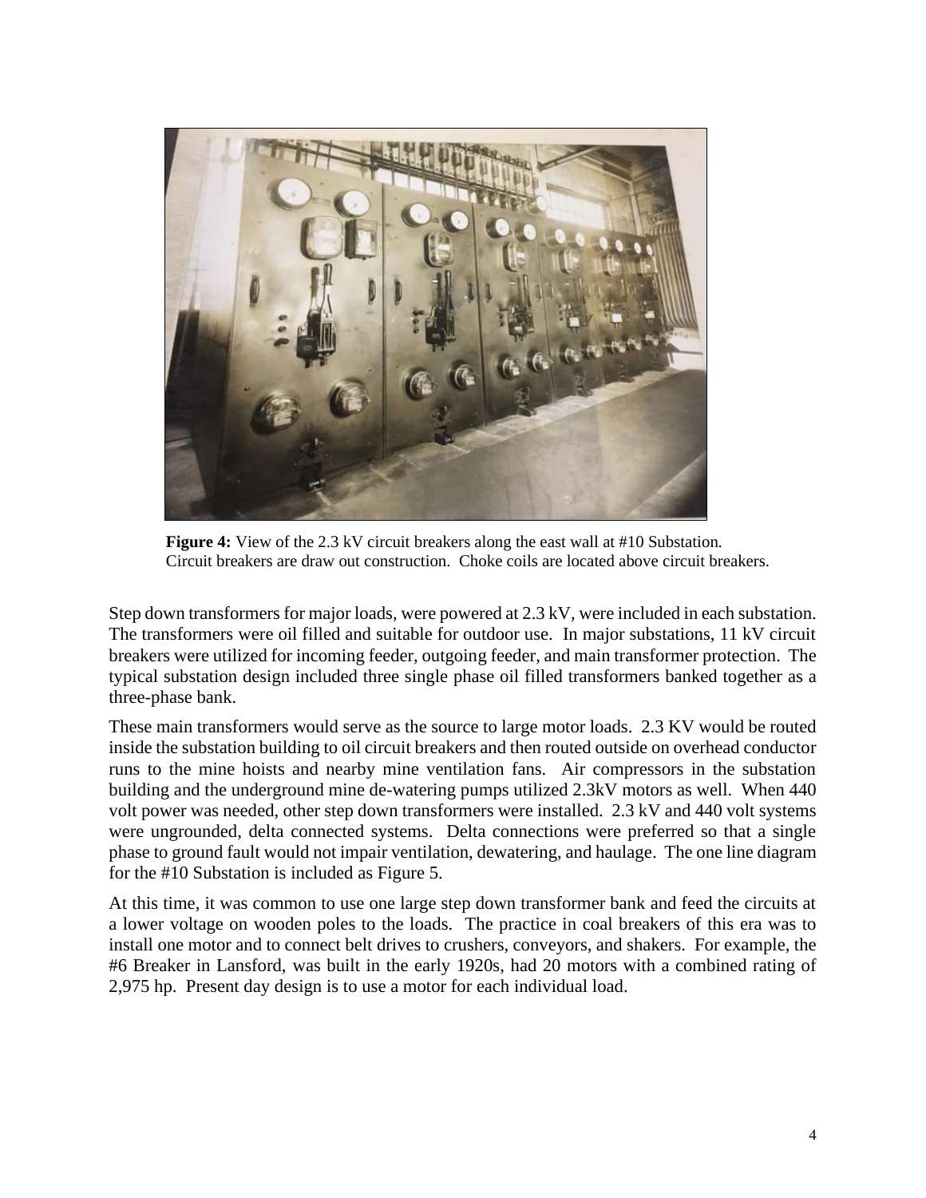**Figure 4:** View of the 2.3 kV circuit breakers along the east wall at #10 Substation. Circuit breakers are draw out construction. Choke coils are located above circuit breakers.

Step down transformers for major loads, were powered at 2.3 kV, were included in each substation. The transformers were oil filled and suitable for outdoor use. In major substations, 11 kV circuit breakers were utilized for incoming feeder, outgoing feeder, and main transformer protection. The typical substation design included three single phase oil filled transformers banked together as a three-phase bank.

These main transformers would serve as the source to large motor loads. 2.3 KV would be routed inside the substation building to oil circuit breakers and then routed outside on overhead conductor runs to the mine hoists and nearby mine ventilation fans. Air compressors in the substation building and the underground mine de-watering pumps utilized 2.3kV motors as well. When 440 volt power was needed, other step down transformers were installed. 2.3 kV and 440 volt systems were ungrounded, delta connected systems. Delta connections were preferred so that a single phase to ground fault would not impair ventilation, dewatering, and haulage. The one line diagram for the #10 Substation is included as Figure 5.

At this time, it was common to use one large step down transformer bank and feed the circuits at a lower voltage on wooden poles to the loads. The practice in coal breakers of this era was to install one motor and to connect belt drives to crushers, conveyors, and shakers. For example, the #6 Breaker in Lansford, was built in the early 1920s, had 20 motors with a combined rating of 2,975 hp. Present day design is to use a motor for each individual load.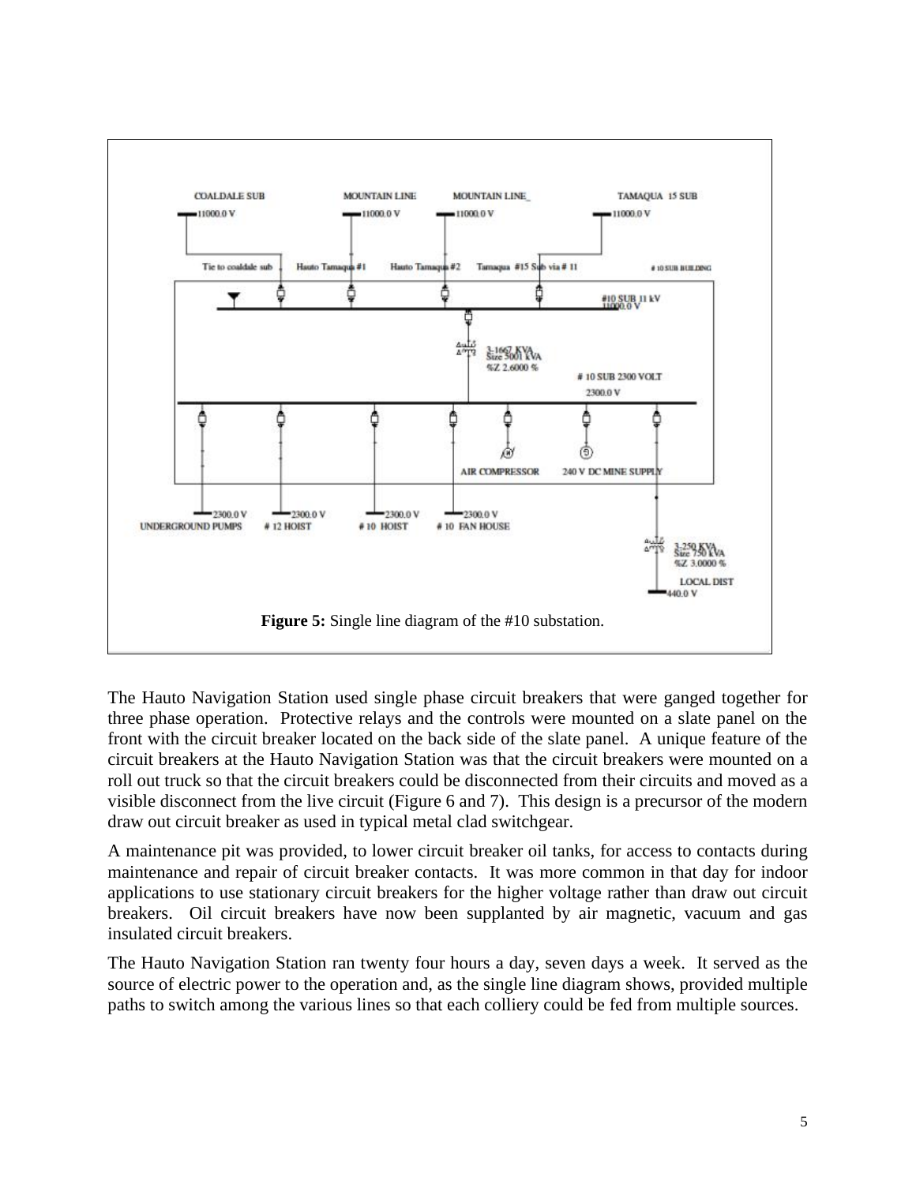**Figure 5:** Single line diagram of the #10 substation.

The Hauto Navigation Station used single phase circuit breakers that were ganged together for three phase operation. Protective relays and the controls were mounted on a slate panel on the front with the circuit breaker located on the back side of the slate panel. A unique feature of the circuit breakers at the Hauto Navigation Station was that the circuit breakers were mounted on a roll out truck so that the circuit breakers could be disconnected from their circuits and moved as a visible disconnect from the live circuit (Figure 6 and 7). This design is a precursor of the modern draw out circuit breaker as used in typical metal clad switchgear.

A maintenance pit was provided, to lower circuit breaker oil tanks, for access to contacts during maintenance and repair of circuit breaker contacts. It was more common in that day for indoor applications to use stationary circuit breakers for the higher voltage rather than draw out circuit breakers. Oil circuit breakers have now been supplanted by air magnetic, vacuum and gas insulated circuit breakers.

The Hauto Navigation Station ran twenty four hours a day, seven days a week. It served as the source of electric power to the operation and, as the single line diagram shows, provided multiple paths to switch among the various lines so that each colliery could be fed from multiple sources.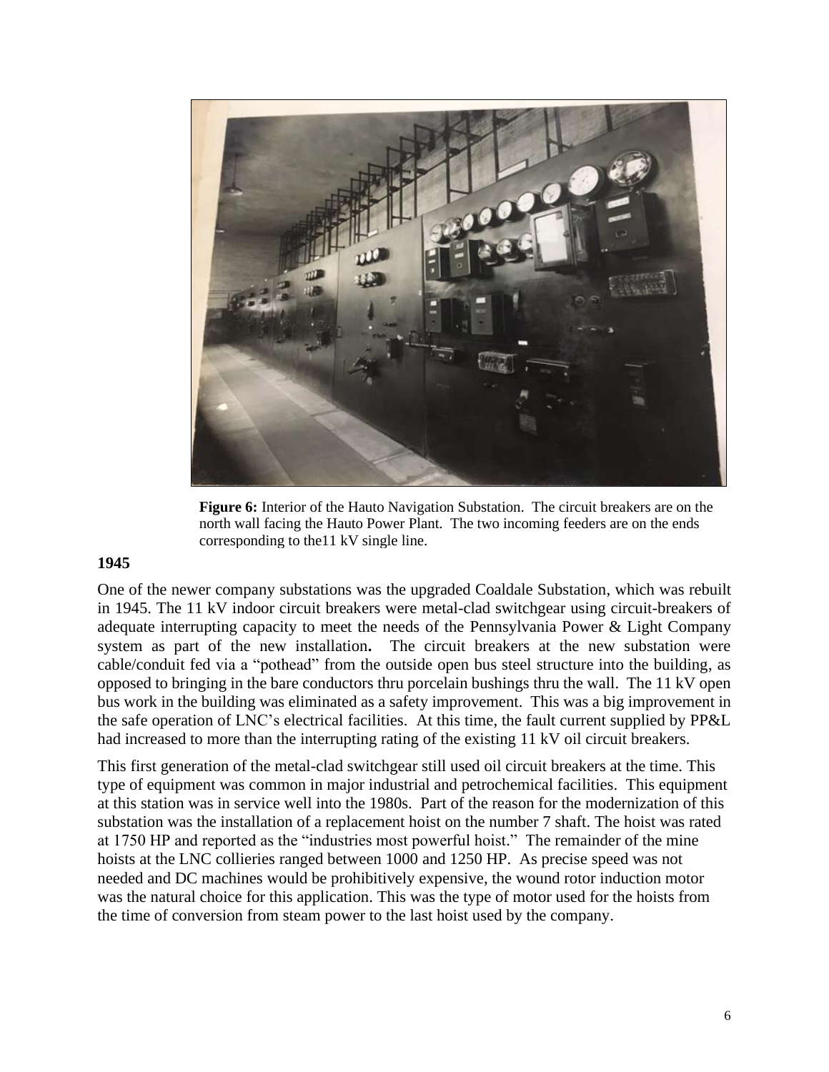**Figure 6:** Interior of the Hauto Navigation Substation. The circuit breakers are on the north wall facing the Hauto Power Plant. The two incoming feeders are on the ends corresponding to the11 kV single line.

**1945**

One of the newer company substations was the upgraded Coaldale Substation, which was rebuilt in 1945. The 11 kV indoor circuit breakers were metal-clad switchgear using circuit-breakers of adequate interrupting capacity to meet the needs of the Pennsylvania Power & Light Company system as part of the new installation**.** The circuit breakers at the new substation were cable/conduit fed via a "pothead" from the outside open bus steel structure into the building, as opposed to bringing in the bare conductors thru porcelain bushings thru the wall. The 11 kV open bus work in the building was eliminated as a safety improvement. This was a big improvement in the safe operation of LNC's electrical facilities. At this time, the fault current supplied by PP&L had increased to more than the interrupting rating of the existing 11 kV oil circuit breakers.

This first generation of the metal-clad switchgear still used oil circuit breakers at the time. This type of equipment was common in major industrial and petrochemical facilities. This equipment at this station was in service well into the 1980s. Part of the reason for the modernization of this substation was the installation of a replacement hoist on the number 7 shaft. The hoist was rated at 1750 HP and reported as the "industries most powerful hoist." The remainder of the mine hoists at the LNC collieries ranged between 1000 and 1250 HP. As precise speed was not needed and DC machines would be prohibitively expensive, the wound rotor induction motor was the natural choice for this application. This was the type of motor used for the hoists from the time of conversion from steam power to the last hoist used by the company.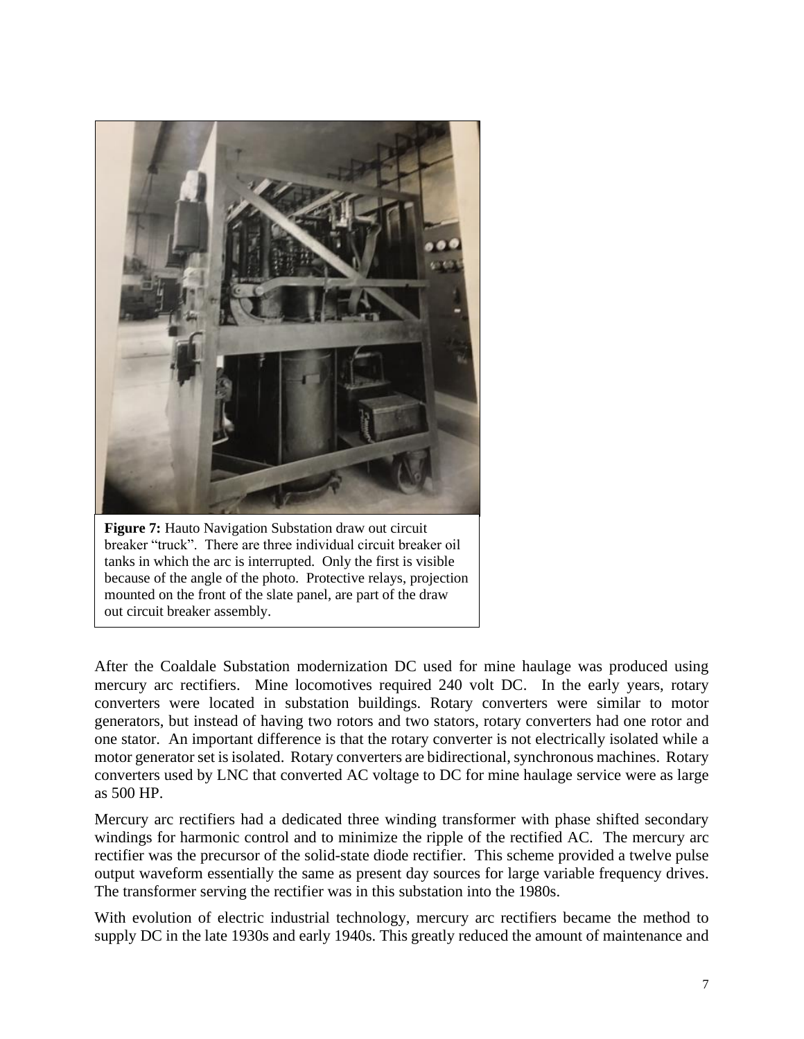**Figure 7:** Hauto Navigation Substation draw out circuit breaker "truck". There are three individual circuit breaker oil tanks in which the arc is interrupted. Only the first is visible because of the angle of the photo. Protective relays, projection mounted on the front of the slate panel, are part of the draw out circuit breaker assembly.

After the Coaldale Substation modernization DC used for mine haulage was produced using mercury arc rectifiers. Mine locomotives required 240 volt DC. In the early years, rotary converters were located in substation buildings. Rotary converters were similar to motor generators, but instead of having two rotors and two stators, rotary converters had one rotor and one stator. An important difference is that the rotary converter is not electrically isolated while a motor generator set is isolated. Rotary converters are bidirectional, synchronous machines. Rotary converters used by LNC that converted AC voltage to DC for mine haulage service were as large as 500 HP.

Mercury arc rectifiers had a dedicated three winding transformer with phase shifted secondary windings for harmonic control and to minimize the ripple of the rectified AC. The mercury arc rectifier was the precursor of the solid-state diode rectifier. This scheme provided a twelve pulse output waveform essentially the same as present day sources for large variable frequency drives. The transformer serving the rectifier was in this substation into the 1980s.

With evolution of electric industrial technology, mercury arc rectifiers became the method to supply DC in the late 1930s and early 1940s. This greatly reduced the amount of maintenance and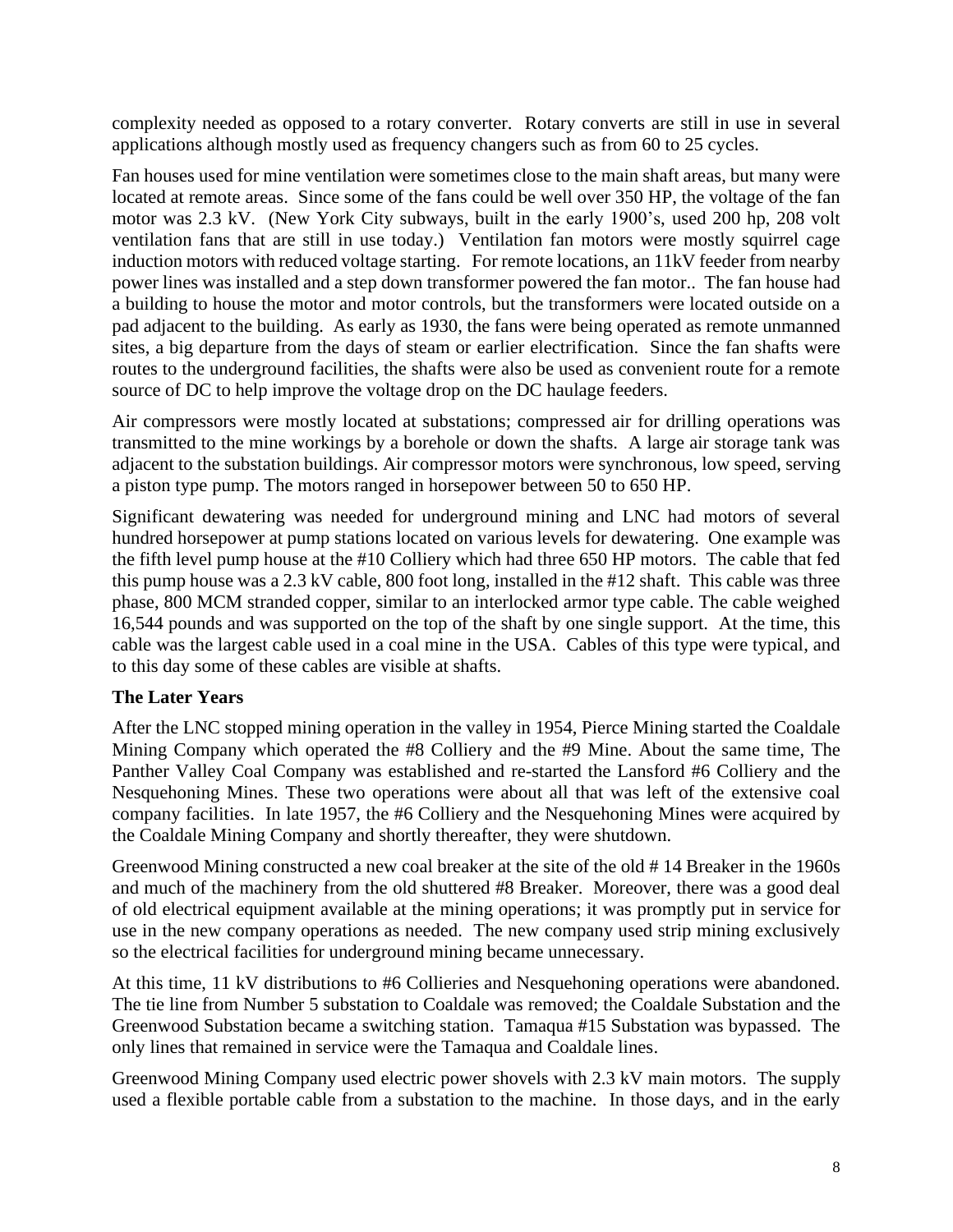complexity needed as opposed to a rotary converter. Rotary converts are still in use in several applications although mostly used as frequency changers such as from 60 to 25 cycles.

Fan houses used for mine ventilation were sometimes close to the main shaft areas, but many were located at remote areas. Since some of the fans could be well over 350 HP, the voltage of the fan motor was 2.3 kV. (New York City subways, built in the early 1900's, used 200 hp, 208 volt ventilation fans that are still in use today.) Ventilation fan motors were mostly squirrel cage induction motors with reduced voltage starting. For remote locations, an 11kV feeder from nearby power lines was installed and a step down transformer powered the fan motor.. The fan house had a building to house the motor and motor controls, but the transformers were located outside on a pad adjacent to the building. As early as 1930, the fans were being operated as remote unmanned sites, a big departure from the days of steam or earlier electrification. Since the fan shafts were routes to the underground facilities, the shafts were also be used as convenient route for a remote source of DC to help improve the voltage drop on the DC haulage feeders.

Air compressors were mostly located at substations; compressed air for drilling operations was transmitted to the mine workings by a borehole or down the shafts. A large air storage tank was adjacent to the substation buildings. Air compressor motors were synchronous, low speed, serving a piston type pump. The motors ranged in horsepower between 50 to 650 HP.

Significant dewatering was needed for underground mining and LNC had motors of several hundred horsepower at pump stations located on various levels for dewatering. One example was the fifth level pump house at the #10 Colliery which had three 650 HP motors. The cable that fed this pump house was a 2.3 kV cable, 800 foot long, installed in the #12 shaft. This cable was three phase, 800 MCM stranded copper, similar to an interlocked armor type cable. The cable weighed 16,544 pounds and was supported on the top of the shaft by one single support. At the time, this cable was the largest cable used in a coal mine in the USA. Cables of this type were typical, and to this day some of these cables are visible at shafts.

### The Later Years

After the LNC stopped mining operation in the valley in 1954, Pierce Mining started the Coaldale Mining Company which operated the #8 Colliery and the #9 Mine. About the same time, The Panther Valley Coal Company was established and re-started the Lansford #6 Colliery and the Nesquehoning Mines. These two operations were about all that was left of the extensive coal company facilities. In late 1957, the #6 Colliery and the Nesquehoning Mines were acquired by the Coaldale Mining Company and shortly thereafter, they were shutdown.

Greenwood Mining constructed a new coal breaker at the site of the old # 14 Breaker in the 1960s and much of the machinery from the old shuttered #8 Breaker. Moreover, there was a good deal of old electrical equipment available at the mining operations; it was promptly put in service for use in the new company operations as needed. The new company used strip mining exclusively so the electrical facilities for underground mining became unnecessary.

At this time, 11 kV distributions to #6 Collieries and Nesquehoning operations were abandoned. The tie line from Number 5 substation to Coaldale was removed; the Coaldale Substation and the Greenwood Substation became a switching station. Tamaqua #15 Substation was bypassed. The only lines that remained in service were the Tamaqua and Coaldale lines.

Greenwood Mining Company used electric power shovels with 2.3 kV main motors. The supply used a flexible portable cable from a substation to the machine. In those days, and in the early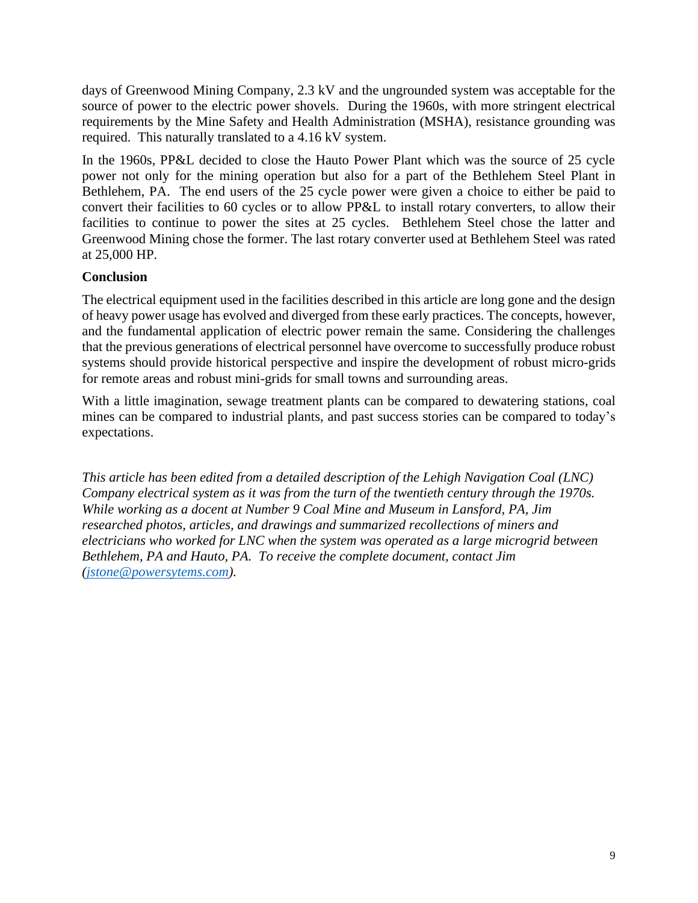days of Greenwood Mining Company, 2.3 kV and the ungrounded system was acceptable for the source of power to the electric power shovels. During the 1960s, with more stringent electrical requirements by the Mine Safety and Health Administration (MSHA), resistance grounding was required. This naturally translated to a 4.16 kV system.

In the 1960s, PP&L decided to close the Hauto Power Plant which was the source of 25 cycle power not only for the mining operation but also for a part of the Bethlehem Steel Plant in Bethlehem, PA. The end users of the 25 cycle power were given a choice to either be paid to convert their facilities to 60 cycles or to allow PP&L to install rotary converters, to allow their facilities to continue to power the sites at 25 cycles. Bethlehem Steel chose the latter and Greenwood Mining chose the former. The last rotary converter used at Bethlehem Steel was rated at 25,000 HP.

**Conclusion**

The electrical equipment used in the facilities described in this article are long gone and the design of heavy power usage has evolved and diverged from these early practices. The concepts, however, and the fundamental application of electric power remain the same. Considering the challenges that the previous generations of electrical personnel have overcome to successfully produce robust systems should provide historical perspective and inspire the development of robust micro-grids for remote areas and robust mini-grids for small towns and surrounding areas.

With a little imagination, sewage treatment plants can be compared to dewatering stations, coal mines can be compared to industrial plants, and past success stories can be compared to today's expectations.

*This article has been edited from a detailed description of the Lehigh Navigation Coal (LNC) Company electrical system as it was from the turn of the twentieth century through the 1970s. While working as a docent at Number 9 Coal Mine and Museum in Lansford, PA, Jim researched photos, articles, and drawings and summarized recollections of miners and electricians who worked for LNC when the system was operated as a large microgrid between Bethlehem, PA and Hauto, PA. To receive the complete document, contact Jim (jstone@powersytems.com).*